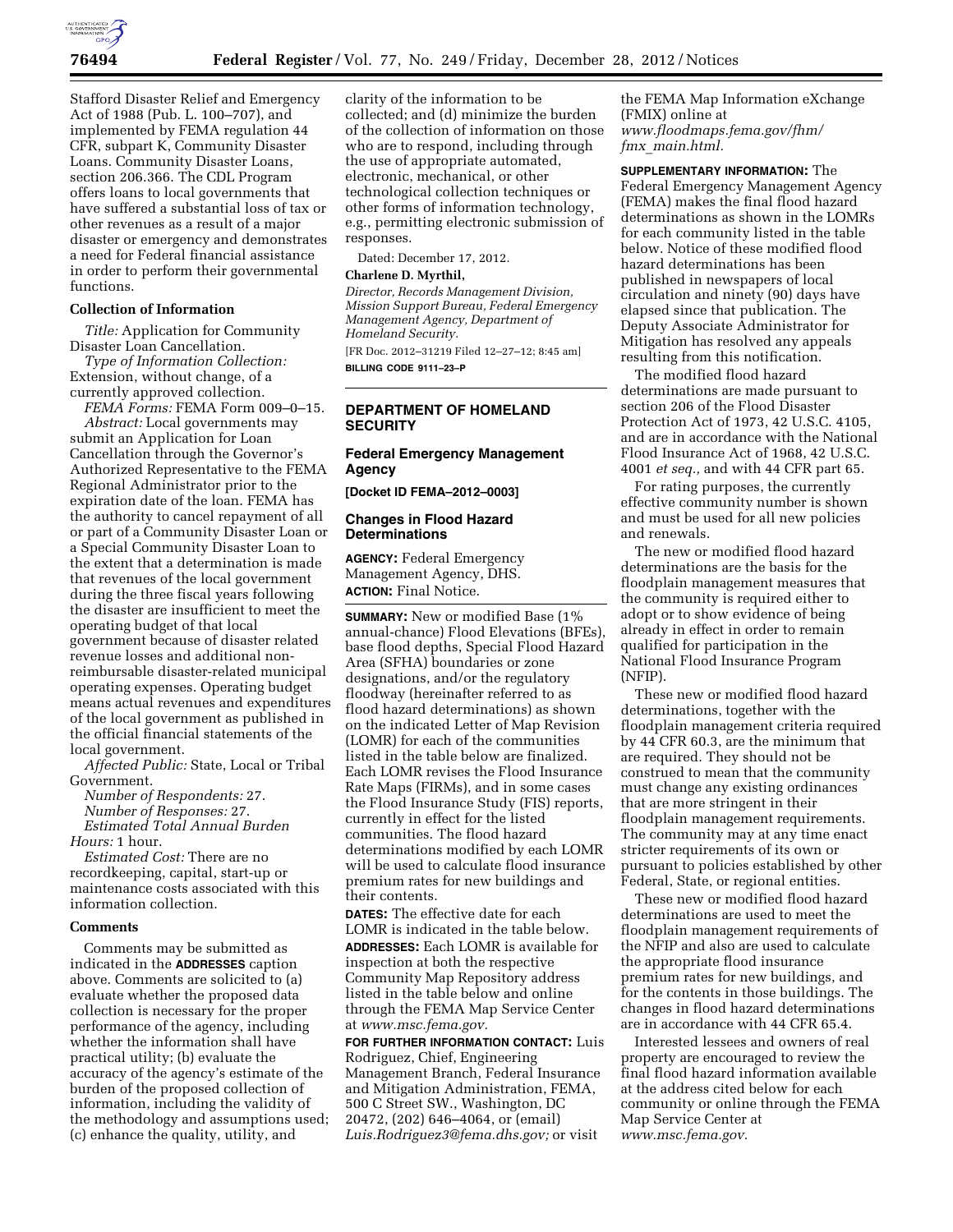Stafford Disaster Relief and Emergency Act of 1988 (Pub. L. 100–707), and implemented by FEMA regulation 44 CFR, subpart K, Community Disaster Loans. Community Disaster Loans, section 206.366. The CDL Program offers loans to local governments that have suffered a substantial loss of tax or other revenues as a result of a major disaster or emergency and demonstrates a need for Federal financial assistance in order to perform their governmental functions.

**Collection of Information**

*Title:* Application for Community Disaster Loan Cancellation.

*Type of Information Collection:* Extension, without change, of a currently approved collection.

*FEMA Forms:* FEMA Form 009–0–15.

*Abstract:* Local governments may submit an Application for Loan Cancellation through the Governor's Authorized Representative to the FEMA Regional Administrator prior to the expiration date of the loan. FEMA has the authority to cancel repayment of all or part of a Community Disaster Loan or a Special Community Disaster Loan to the extent that a determination is made that revenues of the local government during the three fiscal years following the disaster are insufficient to meet the operating budget of that local government because of disaster related revenue losses and additional non-reimbursable disaster-related municipal operating expenses. Operating budget means actual revenues and expenditures of the local government as published in the official financial statements of the local government.

*Affected Public:* State, Local or Tribal Government.

*Number of Respondents:* 27.

*Number of Responses:* 27.

*Estimated Total Annual Burden Hours:* 1 hour.

*Estimated Cost:* There are no recordkeeping, capital, start-up or maintenance costs associated with this information collection.

**Comments**

Comments may be submitted as indicated in the **ADDRESSES** caption above. Comments are solicited to (a) evaluate whether the proposed data collection is necessary for the proper performance of the agency, including whether the information shall have practical utility; (b) evaluate the accuracy of the agency's estimate of the burden of the proposed collection of information, including the validity of the methodology and assumptions used; (c) enhance the quality, utility, and clarity of the information to be collected; and (d) minimize the burden of the collection of information on those who are to respond, including through the use of appropriate automated, electronic, mechanical, or other technological collection techniques or other forms of information technology, e.g., permitting electronic submission of responses.

Dated: December 17, 2012.

**Charlene D. Myrthil,**

*Director, Records Management Division, Mission Support Bureau, Federal Emergency Management Agency, Department of Homeland Security.*

[FR Doc. 2012–31219 Filed 12–27–12; 8:45 am]

**BILLING CODE 9111–23–P**

## DEPARTMENT OF HOMELAND SECURITY

### Federal Emergency Management Agency

**[Docket ID FEMA–2012–0003]**

### Changes in Flood Hazard Determinations

**AGENCY:** Federal Emergency Management Agency, DHS.

**ACTION:** Final Notice.

**SUMMARY:** New or modified Base (1% annual-chance) Flood Elevations (BFEs), base flood depths, Special Flood Hazard Area (SFHA) boundaries or zone designations, and/or the regulatory floodway (hereinafter referred to as flood hazard determinations) as shown on the indicated Letter of Map Revision (LOMR) for each of the communities listed in the table below are finalized. Each LOMR revises the Flood Insurance Rate Maps (FIRMs), and in some cases the Flood Insurance Study (FIS) reports, currently in effect for the listed communities. The flood hazard determinations modified by each LOMR will be used to calculate flood insurance premium rates for new buildings and their contents.

**DATES:** The effective date for each LOMR is indicated in the table below.

**ADDRESSES:** Each LOMR is available for inspection at both the respective Community Map Repository address listed in the table below and online through the FEMA Map Service Center at *www.msc.fema.gov.*

**FOR FURTHER INFORMATION CONTACT:** Luis Rodriguez, Chief, Engineering Management Branch, Federal Insurance and Mitigation Administration, FEMA, 500 C Street SW., Washington, DC 20472, (202) 646–4064, or (email) *Luis.Rodriguez3@fema.dhs.gov;* or visit the FEMA Map Information eXchange (FMIX) online at *www.floodmaps.fema.gov/fhm/fmx_main.html.*

**SUPPLEMENTARY INFORMATION:** The Federal Emergency Management Agency (FEMA) makes the final flood hazard determinations as shown in the LOMRs for each community listed in the table below. Notice of these modified flood hazard determinations has been published in newspapers of local circulation and ninety (90) days have elapsed since that publication. The Deputy Associate Administrator for Mitigation has resolved any appeals resulting from this notification.

The modified flood hazard determinations are made pursuant to section 206 of the Flood Disaster Protection Act of 1973, 42 U.S.C. 4105, and are in accordance with the National Flood Insurance Act of 1968, 42 U.S.C. 4001 *et seq.,* and with 44 CFR part 65.

For rating purposes, the currently effective community number is shown and must be used for all new policies and renewals.

The new or modified flood hazard determinations are the basis for the floodplain management measures that the community is required either to adopt or to show evidence of being already in effect in order to remain qualified for participation in the National Flood Insurance Program (NFIP).

These new or modified flood hazard determinations, together with the floodplain management criteria required by 44 CFR 60.3, are the minimum that are required. They should not be construed to mean that the community must change any existing ordinances that are more stringent in their floodplain management requirements. The community may at any time enact stricter requirements of its own or pursuant to policies established by other Federal, State, or regional entities.

These new or modified flood hazard determinations are used to meet the floodplain management requirements of the NFIP and also are used to calculate the appropriate flood insurance premium rates for new buildings, and for the contents in those buildings. The changes in flood hazard determinations are in accordance with 44 CFR 65.4.

Interested lessees and owners of real property are encouraged to review the final flood hazard information available at the address cited below for each community or online through the FEMA Map Service Center at *www.msc.fema.gov.*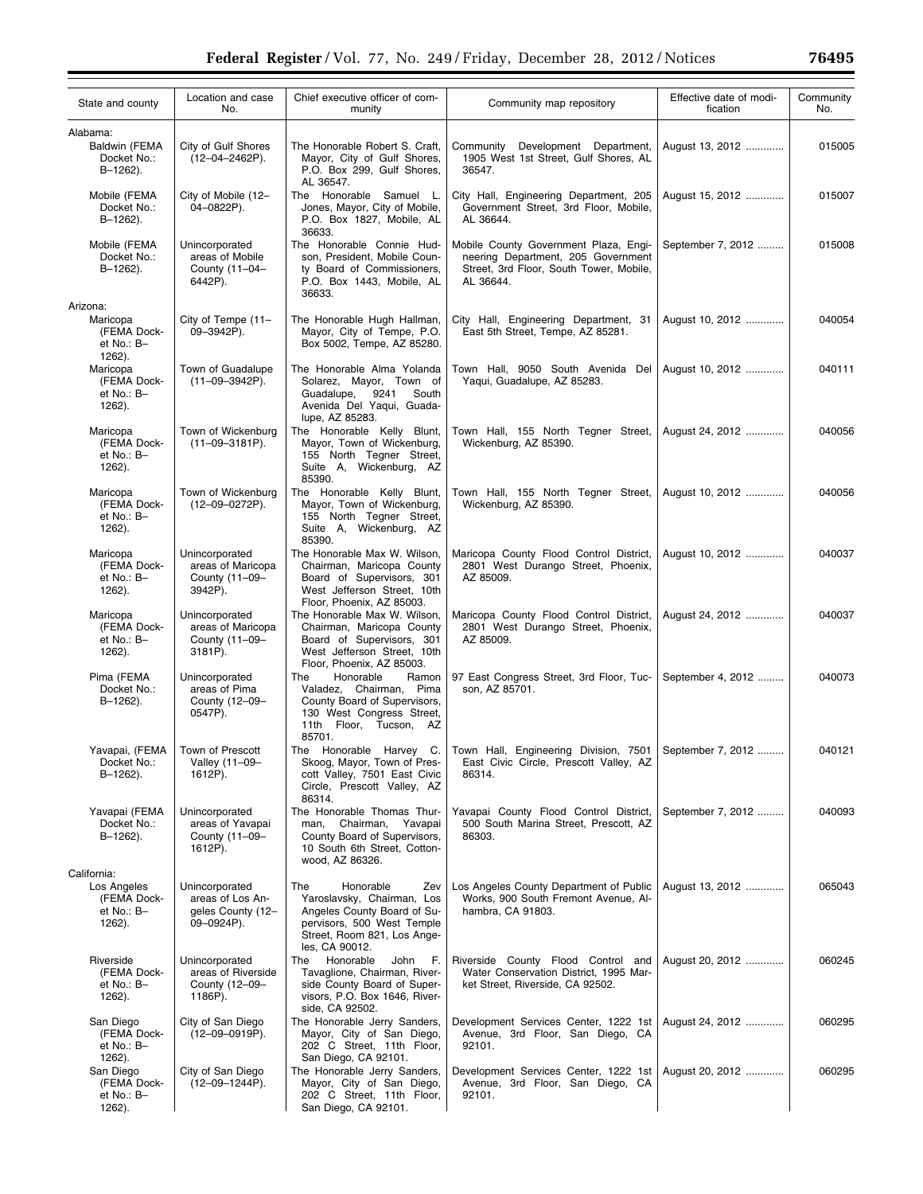| State and county | Location and case No. | Chief executive officer of community | Community map repository | Effective date of modification | Community No. |
|---|---|---|---|---|---|
| Alabama: | | | | | |
| Baldwin (FEMA Docket No.: B–1262). | City of Gulf Shores (12–04–2462P). | The Honorable Robert S. Craft, Mayor, City of Gulf Shores, P.O. Box 299, Gulf Shores, AL 36547. | Community Development Department, 1905 West 1st Street, Gulf Shores, AL 36547. | August 13, 2012 | 015005 |
| Mobile (FEMA Docket No.: B–1262). | City of Mobile (12–04–0822P). | The Honorable Samuel L. Jones, Mayor, City of Mobile, P.O. Box 1827, Mobile, AL 36633. | City Hall, Engineering Department, 205 Government Street, 3rd Floor, Mobile, AL 36644. | August 15, 2012 | 015007 |
| Mobile (FEMA Docket No.: B–1262). | Unincorporated areas of Mobile County (11–04–6442P). | The Honorable Connie Hudson, President, Mobile County Board of Commissioners, P.O. Box 1443, Mobile, AL 36633. | Mobile County Government Plaza, Engineering Department, 205 Government Street, 3rd Floor, South Tower, Mobile, AL 36644. | September 7, 2012 | 015008 |
| Arizona: | | | | | |
| Maricopa (FEMA Docket No.: B–1262). | City of Tempe (11–09–3942P). | The Honorable Hugh Hallman, Mayor, City of Tempe, P.O. Box 5002, Tempe, AZ 85280. | City Hall, Engineering Department, 31 East 5th Street, Tempe, AZ 85281. | August 10, 2012 | 040054 |
| Maricopa (FEMA Docket No.: B–1262). | Town of Guadalupe (11–09–3942P). | The Honorable Alma Yolanda Solarez, Mayor, Town of Guadalupe, 9241 South Avenida Del Yaqui, Guadalupe, AZ 85283. | Town Hall, 9050 South Avenida Del Yaqui, Guadalupe, AZ 85283. | August 10, 2012 | 040111 |
| Maricopa (FEMA Docket No.: B–1262). | Town of Wickenburg (11–09–3181P). | The Honorable Kelly Blunt, Mayor, Town of Wickenburg, 155 North Tegner Street, Suite A, Wickenburg, AZ 85390. | Town Hall, 155 North Tegner Street, Wickenburg, AZ 85390. | August 24, 2012 | 040056 |
| Maricopa (FEMA Docket No.: B–1262). | Town of Wickenburg (12–09–0272P). | The Honorable Kelly Blunt, Mayor, Town of Wickenburg, 155 North Tegner Street, Suite A, Wickenburg, AZ 85390. | Town Hall, 155 North Tegner Street, Wickenburg, AZ 85390. | August 10, 2012 | 040056 |
| Maricopa (FEMA Docket No.: B–1262). | Unincorporated areas of Maricopa County (11–09–3942P). | The Honorable Max W. Wilson, Chairman, Maricopa County Board of Supervisors, 301 West Jefferson Street, 10th Floor, Phoenix, AZ 85003. | Maricopa County Flood Control District, 2801 West Durango Street, Phoenix, AZ 85009. | August 10, 2012 | 040037 |
| Maricopa (FEMA Docket No.: B–1262). | Unincorporated areas of Maricopa County (11–09–3181P). | The Honorable Max W. Wilson, Chairman, Maricopa County Board of Supervisors, 301 West Jefferson Street, 10th Floor, Phoenix, AZ 85003. | Maricopa County Flood Control District, 2801 West Durango Street, Phoenix, AZ 85009. | August 24, 2012 | 040037 |
| Pima (FEMA Docket No.: B–1262). | Unincorporated areas of Pima County (12–09–0547P). | The Honorable Ramon Valadez, Chairman, Pima County Board of Supervisors, 130 West Congress Street, 11th Floor, Tucson, AZ 85701. | 97 East Congress Street, 3rd Floor, Tucson, AZ 85701. | September 4, 2012 | 040073 |
| Yavapai, (FEMA Docket No.: B–1262). | Town of Prescott Valley (11–09–1612P). | The Honorable Harvey C. Skoog, Mayor, Town of Prescott Valley, 7501 East Civic Circle, Prescott Valley, AZ 86314. | Town Hall, Engineering Division, 7501 East Civic Circle, Prescott Valley, AZ 86314. | September 7, 2012 | 040121 |
| Yavapai (FEMA Docket No.: B–1262). | Unincorporated areas of Yavapai County (11–09–1612P). | The Honorable Thomas Thurman, Chairman, Yavapai County Board of Supervisors, 10 South 6th Street, Cottonwood, AZ 86326. | Yavapai County Flood Control District, 500 South Marina Street, Prescott, AZ 86303. | September 7, 2012 | 040093 |
| California: | | | | | |
| Los Angeles (FEMA Docket No.: B–1262). | Unincorporated areas of Los Angeles County (12–09–0924P). | The Honorable Zev Yaroslavsky, Chairman, Los Angeles County Board of Supervisors, 500 West Temple Street, Room 821, Los Angeles, CA 90012. | Los Angeles County Department of Public Works, 900 South Fremont Avenue, Alhambra, CA 91803. | August 13, 2012 | 065043 |
| Riverside (FEMA Docket No.: B–1262). | Unincorporated areas of Riverside County (12–09–1186P). | The Honorable John F. Tavaglione, Chairman, Riverside County Board of Supervisors, P.O. Box 1646, Riverside, CA 92502. | Riverside County Flood Control and Water Conservation District, 1995 Market Street, Riverside, CA 92502. | August 20, 2012 | 060245 |
| San Diego (FEMA Docket No.: B–1262). | City of San Diego (12–09–0919P). | The Honorable Jerry Sanders, Mayor, City of San Diego, 202 C Street, 11th Floor, San Diego, CA 92101. | Development Services Center, 1222 1st Avenue, 3rd Floor, San Diego, CA 92101. | August 24, 2012 | 060295 |
| San Diego (FEMA Docket No.: B–1262). | City of San Diego (12–09–1244P). | The Honorable Jerry Sanders, Mayor, City of San Diego, 202 C Street, 11th Floor, San Diego, CA 92101. | Development Services Center, 1222 1st Avenue, 3rd Floor, San Diego, CA 92101. | August 20, 2012 | 060295 |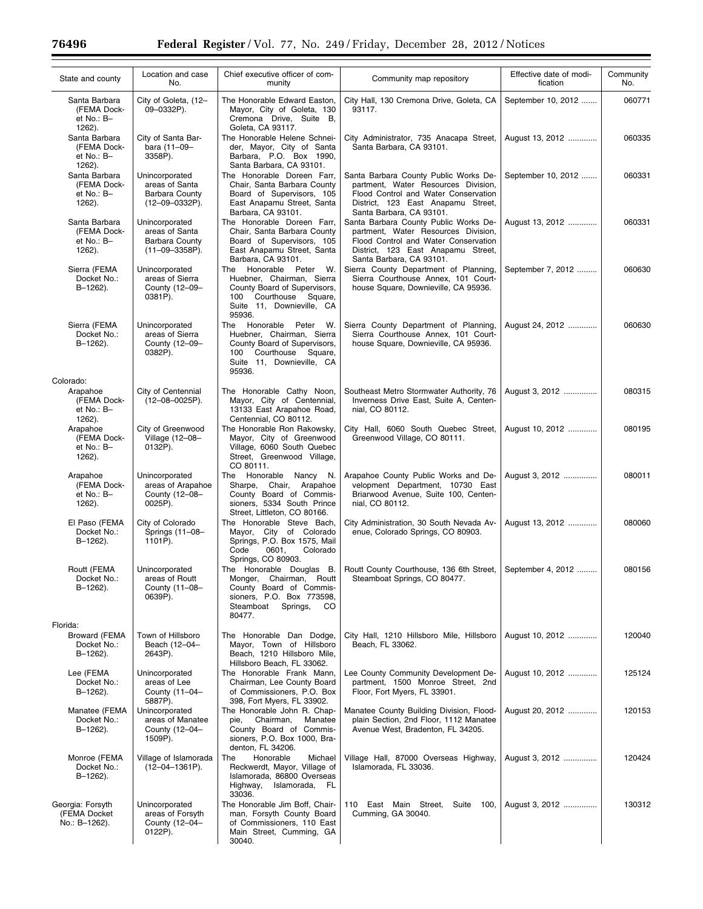| State and county | Location and case No. | Chief executive officer of community | Community map repository | Effective date of modification | Community No. |
|---|---|---|---|---|---|
| Santa Barbara (FEMA Docket No.: B–1262). | City of Goleta, (12–09–0332P). | The Honorable Edward Easton, Mayor, City of Goleta, 130 Cremona Drive, Suite B, Goleta, CA 93117. | City Hall, 130 Cremona Drive, Goleta, CA 93117. | September 10, 2012 | 060771 |
| Santa Barbara (FEMA Docket No.: B–1262). | City of Santa Barbara (11–09–3358P). | The Honorable Helene Schneider, Mayor, City of Santa Barbara, P.O. Box 1990, Santa Barbara, CA 93101. | City Administrator, 735 Anacapa Street, Santa Barbara, CA 93101. | August 13, 2012 | 060335 |
| Santa Barbara (FEMA Docket No.: B–1262). | Unincorporated areas of Santa Barbara County (12–09–0332P). | The Honorable Doreen Farr, Chair, Santa Barbara County Board of Supervisors, 105 East Anapamu Street, Santa Barbara, CA 93101. | Santa Barbara County Public Works Department, Water Resources Division, Flood Control and Water Conservation District, 123 East Anapamu Street, Santa Barbara, CA 93101. | September 10, 2012 | 060331 |
| Santa Barbara (FEMA Docket No.: B–1262). | Unincorporated areas of Santa Barbara County (11–09–3358P). | The Honorable Doreen Farr, Chair, Santa Barbara County Board of Supervisors, 105 East Anapamu Street, Santa Barbara, CA 93101. | Santa Barbara County Public Works Department, Water Resources Division, Flood Control and Water Conservation District, 123 East Anapamu Street, Santa Barbara, CA 93101. | August 13, 2012 | 060331 |
| Sierra (FEMA Docket No.: B–1262). | Unincorporated areas of Sierra County (12–09–0381P). | The Honorable Peter W. Huebner, Chairman, Sierra County Board of Supervisors, 100 Courthouse Square, Suite 11, Downieville, CA 95936. | Sierra County Department of Planning, Sierra Courthouse Annex, 101 Courthouse Square, Downieville, CA 95936. | September 7, 2012 | 060630 |
| Sierra (FEMA Docket No.: B–1262). | Unincorporated areas of Sierra County (12–09–0382P). | The Honorable Peter W. Huebner, Chairman, Sierra County Board of Supervisors, 100 Courthouse Square, Suite 11, Downieville, CA 95936. | Sierra County Department of Planning, Sierra Courthouse Annex, 101 Courthouse Square, Downieville, CA 95936. | August 24, 2012 | 060630 |
| Colorado: | | | | | |
| Arapahoe (FEMA Docket No.: B–1262). | City of Centennial (12–08–0025P). | The Honorable Cathy Noon, Mayor, City of Centennial, 13133 East Arapahoe Road, Centennial, CO 80112. | Southeast Metro Stormwater Authority, 76 Inverness Drive East, Suite A, Centennial, CO 80112. | August 3, 2012 | 080315 |
| Arapahoe (FEMA Docket No.: B–1262). | City of Greenwood Village (12–08–0132P). | The Honorable Ron Rakowsky, Mayor, City of Greenwood Village, 6060 South Quebec Street, Greenwood Village, CO 80111. | City Hall, 6060 South Quebec Street, Greenwood Village, CO 80111. | August 10, 2012 | 080195 |
| Arapahoe (FEMA Docket No.: B–1262). | Unincorporated areas of Arapahoe County (12–08–0025P). | The Honorable Nancy N. Sharpe, Chair, Arapahoe County Board of Commissioners, 5334 South Prince Street, Littleton, CO 80166. | Arapahoe County Public Works and Development Department, 10730 East Briarwood Avenue, Suite 100, Centennial, CO 80112. | August 3, 2012 | 080011 |
| El Paso (FEMA Docket No.: B–1262). | City of Colorado Springs (11–08–1101P). | The Honorable Steve Bach, Mayor, City of Colorado Springs, P.O. Box 1575, Mail Code 0601, Colorado Springs, CO 80903. | City Administration, 30 South Nevada Avenue, Colorado Springs, CO 80903. | August 13, 2012 | 080060 |
| Routt (FEMA Docket No.: B–1262). | Unincorporated areas of Routt County (11–08–0639P). | The Honorable Douglas B. Monger, Chairman, Routt County Board of Commissioners, P.O. Box 773598, Steamboat Springs, CO 80477. | Routt County Courthouse, 136 6th Street, Steamboat Springs, CO 80477. | September 4, 2012 | 080156 |
| Florida: | | | | | |
| Broward (FEMA Docket No.: B–1262). | Town of Hillsboro Beach (12–04–2643P). | The Honorable Dan Dodge, Mayor, Town of Hillsboro Beach, 1210 Hillsboro Mile, Hillsboro Beach, FL 33062. | City Hall, 1210 Hillsboro Mile, Hillsboro Beach, FL 33062. | August 10, 2012 | 120040 |
| Lee (FEMA Docket No.: B–1262). | Unincorporated areas of Lee County (11–04–5887P). | The Honorable Frank Mann, Chairman, Lee County Board of Commissioners, P.O. Box 398, Fort Myers, FL 33902. | Lee County Community Development Department, 1500 Monroe Street, 2nd Floor, Fort Myers, FL 33901. | August 10, 2012 | 125124 |
| Manatee (FEMA Docket No.: B–1262). | Unincorporated areas of Manatee County (12–04–1509P). | The Honorable John R. Chappie, Chairman, Manatee County Board of Commissioners, P.O. Box 1000, Bradenton, FL 34206. | Manatee County Building Division, Floodplain Section, 2nd Floor, 1112 Manatee Avenue West, Bradenton, FL 34205. | August 20, 2012 | 120153 |
| Monroe (FEMA Docket No.: B–1262). | Village of Islamorada (12–04–1361P). | The Honorable Michael Reckwerdt, Mayor, Village of Islamorada, 86800 Overseas Highway, Islamorada, FL 33036. | Village Hall, 87000 Overseas Highway, Islamorada, FL 33036. | August 3, 2012 | 120424 |
| Georgia: Forsyth (FEMA Docket No.: B–1262). | Unincorporated areas of Forsyth County (12–04–0122P). | The Honorable Jim Boff, Chairman, Forsyth County Board of Commissioners, 110 East Main Street, Cumming, GA 30040. | 110 East Main Street, Suite 100, Cumming, GA 30040. | August 3, 2012 | 130312 |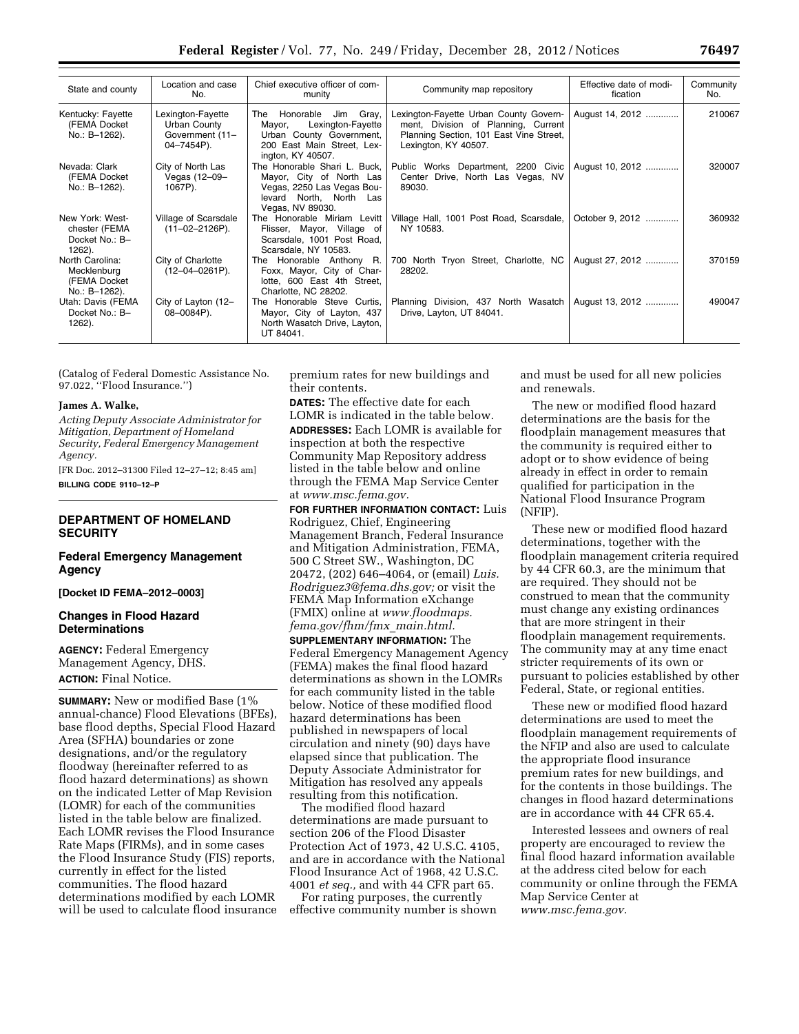| State and county | Location and case No. | Chief executive officer of community | Community map repository | Effective date of modification | Community No. |
| --- | --- | --- | --- | --- | --- |
| Kentucky: Fayette (FEMA Docket No.: B–1262). | Lexington-Fayette Urban County Government (11–04–7454P). | The Honorable Jim Gray, Mayor, Lexington-Fayette Urban County Government, 200 East Main Street, Lexington, KY 40507. | Lexington-Fayette Urban County Government, Division of Planning, Current Planning Section, 101 East Vine Street, Lexington, KY 40507. | August 14, 2012 | 210067 |
| Nevada: Clark (FEMA Docket No.: B–1262). | City of North Las Vegas (12–09–1067P). | The Honorable Shari L. Buck, Mayor, City of North Las Vegas, 2250 Las Vegas Boulevard North, North Las Vegas, NV 89030. | Public Works Department, 2200 Civic Center Drive, North Las Vegas, NV 89030. | August 10, 2012 | 320007 |
| New York: Westchester (FEMA Docket No.: B–1262). | Village of Scarsdale (11–02–2126P). | The Honorable Miriam Levitt Flisser, Mayor, Village of Scarsdale, 1001 Post Road, Scarsdale, NY 10583. | Village Hall, 1001 Post Road, Scarsdale, NY 10583. | October 9, 2012 | 360932 |
| North Carolina: Mecklenburg (FEMA Docket No.: B–1262). | City of Charlotte (12–04–0261P). | The Honorable Anthony R. Foxx, Mayor, City of Charlotte, 600 East 4th Street, Charlotte, NC 28202. | 700 North Tryon Street, Charlotte, NC 28202. | August 27, 2012 | 370159 |
| Utah: Davis (FEMA Docket No.: B–1262). | City of Layton (12–08–0084P). | The Honorable Steve Curtis, Mayor, City of Layton, 437 North Wasatch Drive, Layton, UT 84041. | Planning Division, 437 North Wasatch Drive, Layton, UT 84041. | August 13, 2012 | 490047 |

(Catalog of Federal Domestic Assistance No. 97.022, ''Flood Insurance.'')

**James A. Walke,**

*Acting Deputy Associate Administrator for Mitigation, Department of Homeland Security, Federal Emergency Management Agency.*

[FR Doc. 2012–31300 Filed 12–27–12; 8:45 am]

**BILLING CODE 9110–12–P**

## DEPARTMENT OF HOMELAND SECURITY

### Federal Emergency Management Agency

**[Docket ID FEMA–2012–0003]**

### Changes in Flood Hazard Determinations

**AGENCY:** Federal Emergency Management Agency, DHS.

**ACTION:** Final Notice.

**SUMMARY:** New or modified Base (1% annual-chance) Flood Elevations (BFEs), base flood depths, Special Flood Hazard Area (SFHA) boundaries or zone designations, and/or the regulatory floodway (hereinafter referred to as flood hazard determinations) as shown on the indicated Letter of Map Revision (LOMR) for each of the communities listed in the table below are finalized. Each LOMR revises the Flood Insurance Rate Maps (FIRMs), and in some cases the Flood Insurance Study (FIS) reports, currently in effect for the listed communities. The flood hazard determinations modified by each LOMR will be used to calculate flood insurance premium rates for new buildings and their contents.

**DATES:** The effective date for each LOMR is indicated in the table below.

**ADDRESSES:** Each LOMR is available for inspection at both the respective Community Map Repository address listed in the table below and online through the FEMA Map Service Center at *www.msc.fema.gov.*

**FOR FURTHER INFORMATION CONTACT:** Luis Rodriguez, Chief, Engineering Management Branch, Federal Insurance and Mitigation Administration, FEMA, 500 C Street SW., Washington, DC 20472, (202) 646–4064, or (email) *Luis.Rodriguez3@fema.dhs.gov;* or visit the FEMA Map Information eXchange (FMIX) online at *www.floodmaps.fema.gov/fhm/fmx_main.html.*

**SUPPLEMENTARY INFORMATION:** The Federal Emergency Management Agency (FEMA) makes the final flood hazard determinations as shown in the LOMRs for each community listed in the table below. Notice of these modified flood hazard determinations has been published in newspapers of local circulation and ninety (90) days have elapsed since that publication. The Deputy Associate Administrator for Mitigation has resolved any appeals resulting from this notification.

The modified flood hazard determinations are made pursuant to section 206 of the Flood Disaster Protection Act of 1973, 42 U.S.C. 4105, and are in accordance with the National Flood Insurance Act of 1968, 42 U.S.C. 4001 *et seq.,* and with 44 CFR part 65.

For rating purposes, the currently effective community number is shown and must be used for all new policies and renewals.

The new or modified flood hazard determinations are the basis for the floodplain management measures that the community is required either to adopt or to show evidence of being already in effect in order to remain qualified for participation in the National Flood Insurance Program (NFIP).

These new or modified flood hazard determinations, together with the floodplain management criteria required by 44 CFR 60.3, are the minimum that are required. They should not be construed to mean that the community must change any existing ordinances that are more stringent in their floodplain management requirements. The community may at any time enact stricter requirements of its own or pursuant to policies established by other Federal, State, or regional entities.

These new or modified flood hazard determinations are used to meet the floodplain management requirements of the NFIP and also are used to calculate the appropriate flood insurance premium rates for new buildings, and for the contents in those buildings. The changes in flood hazard determinations are in accordance with 44 CFR 65.4.

Interested lessees and owners of real property are encouraged to review the final flood hazard information available at the address cited below for each community or online through the FEMA Map Service Center at *www.msc.fema.gov.*